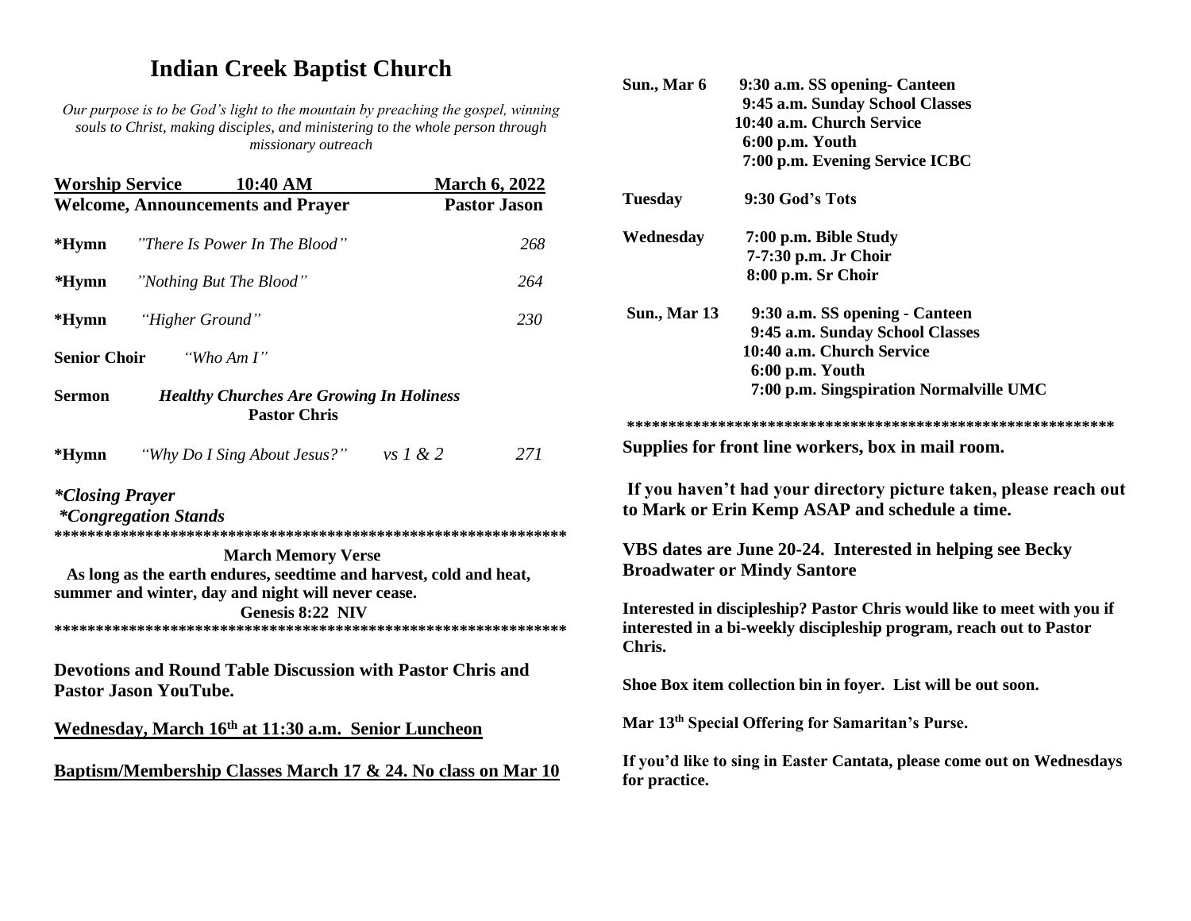# Indian Creek Baptist Church

*Our purpose is to be God's light to the mountain by preaching the gospel, winning souls to Christ, making disciples, and ministering to the whole person through missionary outreach*

**Worship Service 10:40 AM March 6, 2022**

**Welcome, Announcements and Prayer** **Pastor Jason**

**\*Hymn** *"There Is Power In The Blood"* *268*

**\*Hymn** *"Nothing But The Blood"* *264*

**\*Hymn** *"Higher Ground"* *230*

**Senior Choir** *"Who Am I"*

**Sermon** ***Healthy Churches Are Growing In Holiness***
**Pastor Chris**

**\*Hymn** *"Why Do I Sing About Jesus?" vs 1 & 2* *271*

***\*Closing Prayer***
***\*Congregation Stands***

\*\*\*\*\*\*\*\*\*\*\*\*\*\*\*\*\*\*\*\*\*\*\*\*\*\*\*\*\*\*\*\*\*\*\*\*\*\*\*\*\*\*\*\*\*\*\*\*\*\*\*\*\*\*\*\*\*\*\*\*\*\*\*\*

**March Memory Verse**

**As long as the earth endures, seedtime and harvest, cold and heat, summer and winter, day and night will never cease.**

**Genesis 8:22 NIV**

\*\*\*\*\*\*\*\*\*\*\*\*\*\*\*\*\*\*\*\*\*\*\*\*\*\*\*\*\*\*\*\*\*\*\*\*\*\*\*\*\*\*\*\*\*\*\*\*\*\*\*\*\*\*\*\*\*\*\*\*\*\*\*\*

**Devotions and Round Table Discussion with Pastor Chris and Pastor Jason YouTube.**

**Wednesday, March 16th at 11:30 a.m. Senior Luncheon**

**Baptism/Membership Classes March 17 & 24. No class on Mar 10**

**Sun., Mar 6**
**9:30 a.m. SS opening- Canteen**
**9:45 a.m. Sunday School Classes**
**10:40 a.m. Church Service**
**6:00 p.m. Youth**
**7:00 p.m. Evening Service ICBC**

**Tuesday**
**9:30 God's Tots**

**Wednesday**
**7:00 p.m. Bible Study**
**7-7:30 p.m. Jr Choir**
**8:00 p.m. Sr Choir**

**Sun., Mar 13**
**9:30 a.m. SS opening - Canteen**
**9:45 a.m. Sunday School Classes**
**10:40 a.m. Church Service**
**6:00 p.m. Youth**
**7:00 p.m. Singspiration Normalville UMC**

\*\*\*\*\*\*\*\*\*\*\*\*\*\*\*\*\*\*\*\*\*\*\*\*\*\*\*\*\*\*\*\*\*\*\*\*\*\*\*\*\*\*\*\*\*\*\*\*\*\*\*\*\*\*\*\*\*\*\*\*

**Supplies for front line workers, box in mail room.**

**If you haven't had your directory picture taken, please reach out to Mark or Erin Kemp ASAP and schedule a time.**

**VBS dates are June 20-24. Interested in helping see Becky Broadwater or Mindy Santore**

**Interested in discipleship? Pastor Chris would like to meet with you if interested in a bi-weekly discipleship program, reach out to Pastor Chris.**

**Shoe Box item collection bin in foyer. List will be out soon.**

**Mar 13th Special Offering for Samaritan's Purse.**

**If you'd like to sing in Easter Cantata, please come out on Wednesdays for practice.**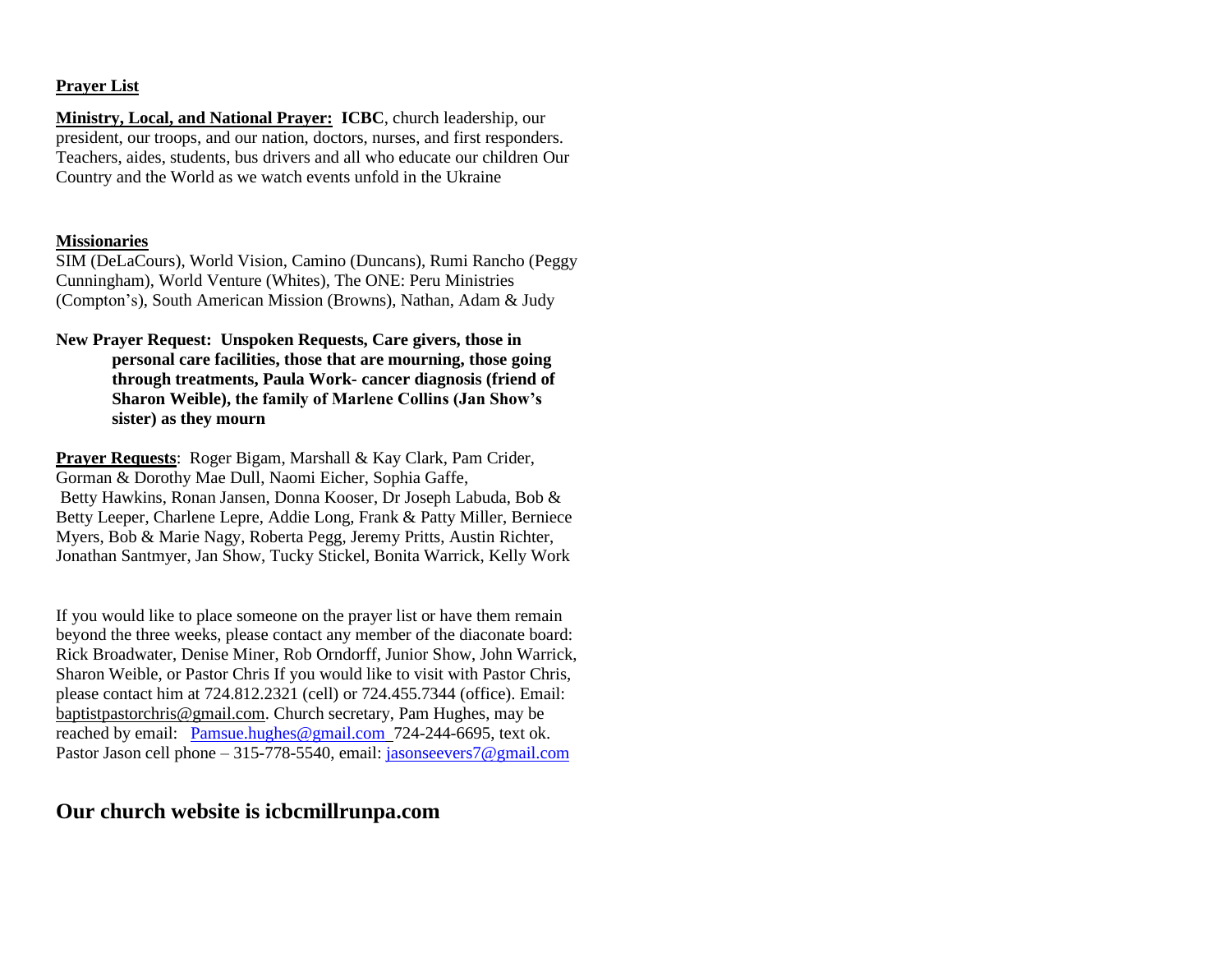**Prayer List**

**Ministry, Local, and National Prayer: ICBC**, church leadership, our president, our troops, and our nation, doctors, nurses, and first responders. Teachers, aides, students, bus drivers and all who educate our children Our Country and the World as we watch events unfold in the Ukraine

**Missionaries**

SIM (DeLaCours), World Vision, Camino (Duncans), Rumi Rancho (Peggy Cunningham), World Venture (Whites), The ONE: Peru Ministries (Compton's), South American Mission (Browns), Nathan, Adam & Judy

**New Prayer Request: Unspoken Requests, Care givers, those in personal care facilities, those that are mourning, those going through treatments, Paula Work- cancer diagnosis (friend of Sharon Weible), the family of Marlene Collins (Jan Show's sister) as they mourn**

**Prayer Requests**: Roger Bigam, Marshall & Kay Clark, Pam Crider, Gorman & Dorothy Mae Dull, Naomi Eicher, Sophia Gaffe, Betty Hawkins, Ronan Jansen, Donna Kooser, Dr Joseph Labuda, Bob & Betty Leeper, Charlene Lepre, Addie Long, Frank & Patty Miller, Berniece Myers, Bob & Marie Nagy, Roberta Pegg, Jeremy Pritts, Austin Richter, Jonathan Santmyer, Jan Show, Tucky Stickel, Bonita Warrick, Kelly Work

If you would like to place someone on the prayer list or have them remain beyond the three weeks, please contact any member of the diaconate board: Rick Broadwater, Denise Miner, Rob Orndorff, Junior Show, John Warrick, Sharon Weible, or Pastor Chris If you would like to visit with Pastor Chris, please contact him at 724.812.2321 (cell) or 724.455.7344 (office). Email: baptistpastorchris@gmail.com. Church secretary, Pam Hughes, may be reached by email: Pamsue.hughes@gmail.com 724-244-6695, text ok. Pastor Jason cell phone – 315-778-5540, email: jasonseevers7@gmail.com

## Our church website is icbcmillrunpa.com